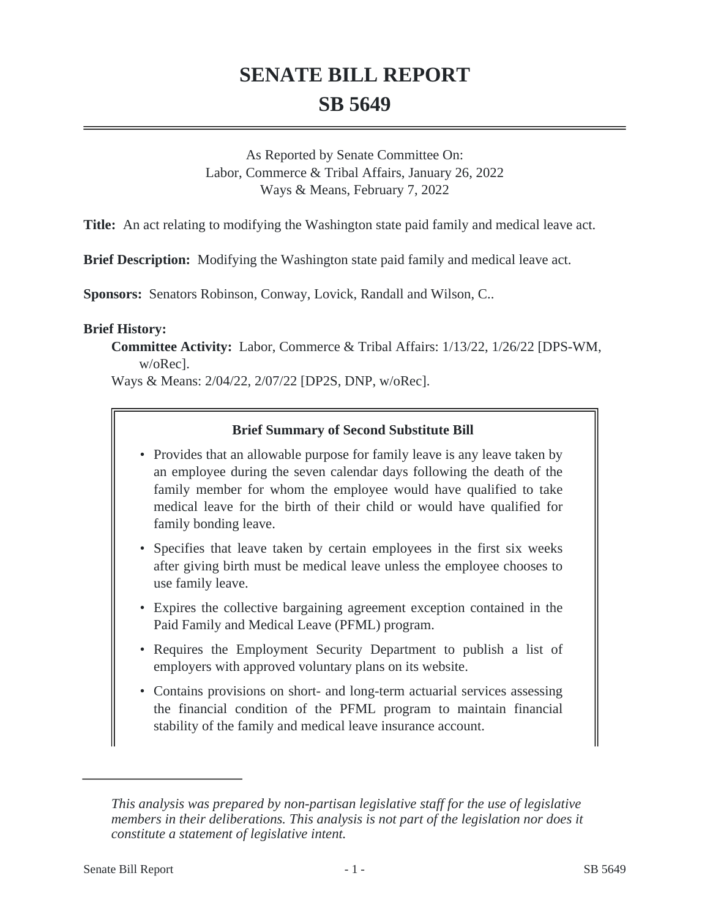# SENATE BILL REPORT

# SB 5649

As Reported by Senate Committee On:
Labor, Commerce & Tribal Affairs, January 26, 2022
Ways & Means, February 7, 2022

**Title:** An act relating to modifying the Washington state paid family and medical leave act.

**Brief Description:** Modifying the Washington state paid family and medical leave act.

**Sponsors:** Senators Robinson, Conway, Lovick, Randall and Wilson, C..

**Brief History:**

**Committee Activity:** Labor, Commerce & Tribal Affairs: 1/13/22, 1/26/22 [DPS-WM, w/oRec].

Ways & Means: 2/04/22, 2/07/22 [DP2S, DNP, w/oRec].

### Brief Summary of Second Substitute Bill

- Provides that an allowable purpose for family leave is any leave taken by an employee during the seven calendar days following the death of the family member for whom the employee would have qualified to take medical leave for the birth of their child or would have qualified for family bonding leave.
- Specifies that leave taken by certain employees in the first six weeks after giving birth must be medical leave unless the employee chooses to use family leave.
- Expires the collective bargaining agreement exception contained in the Paid Family and Medical Leave (PFML) program.
- Requires the Employment Security Department to publish a list of employers with approved voluntary plans on its website.
- Contains provisions on short- and long-term actuarial services assessing the financial condition of the PFML program to maintain financial stability of the family and medical leave insurance account.

---

*This analysis was prepared by non-partisan legislative staff for the use of legislative members in their deliberations. This analysis is not part of the legislation nor does it constitute a statement of legislative intent.*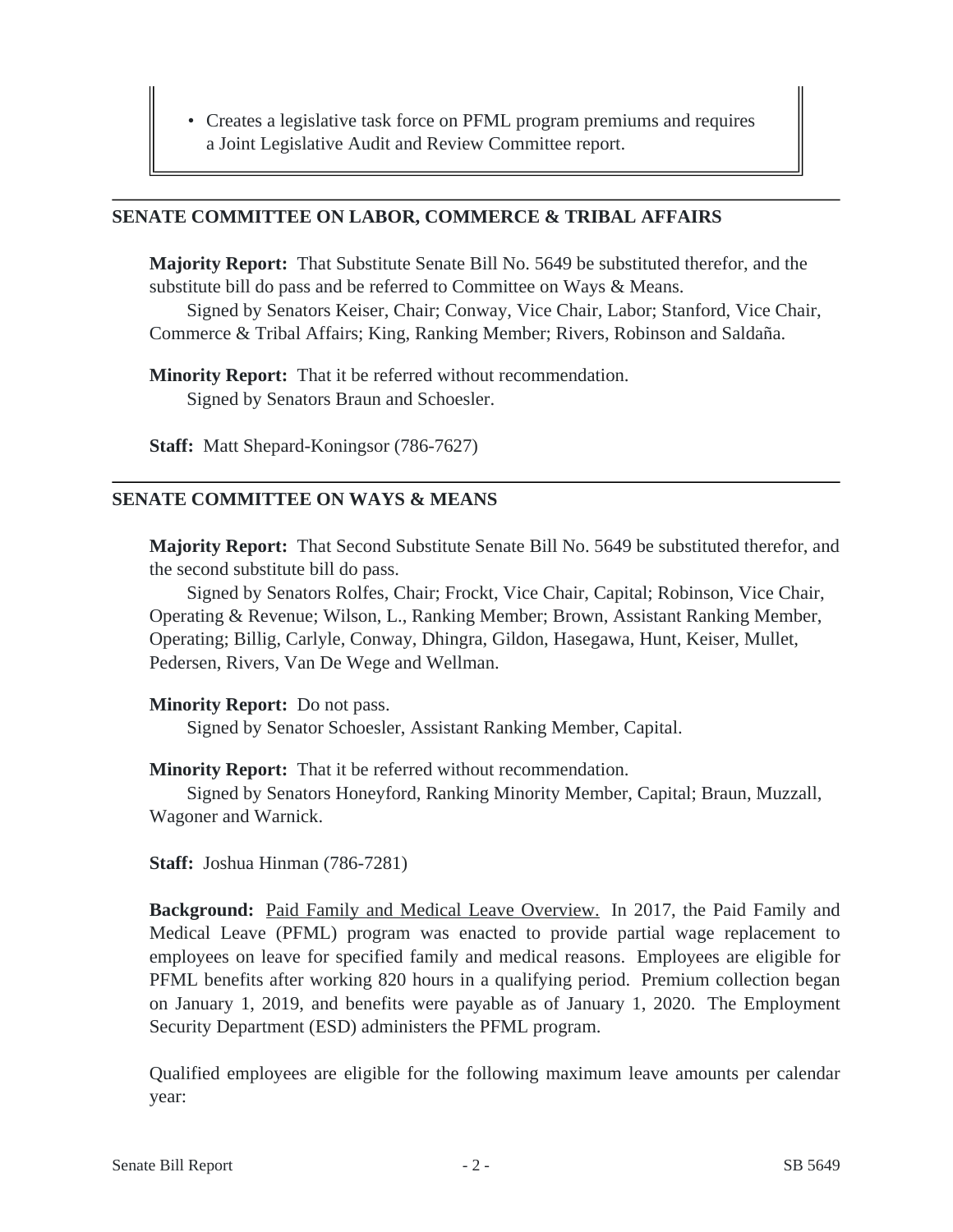- Creates a legislative task force on PFML program premiums and requires a Joint Legislative Audit and Review Committee report.

## SENATE COMMITTEE ON LABOR, COMMERCE & TRIBAL AFFAIRS

**Majority Report:** That Substitute Senate Bill No. 5649 be substituted therefor, and the substitute bill do pass and be referred to Committee on Ways & Means.

Signed by Senators Keiser, Chair; Conway, Vice Chair, Labor; Stanford, Vice Chair, Commerce & Tribal Affairs; King, Ranking Member; Rivers, Robinson and Saldaña.

**Minority Report:** That it be referred without recommendation.

Signed by Senators Braun and Schoesler.

**Staff:** Matt Shepard-Koningsor (786-7627)

## SENATE COMMITTEE ON WAYS & MEANS

**Majority Report:** That Second Substitute Senate Bill No. 5649 be substituted therefor, and the second substitute bill do pass.

Signed by Senators Rolfes, Chair; Frockt, Vice Chair, Capital; Robinson, Vice Chair, Operating & Revenue; Wilson, L., Ranking Member; Brown, Assistant Ranking Member, Operating; Billig, Carlyle, Conway, Dhingra, Gildon, Hasegawa, Hunt, Keiser, Mullet, Pedersen, Rivers, Van De Wege and Wellman.

**Minority Report:** Do not pass.

Signed by Senator Schoesler, Assistant Ranking Member, Capital.

**Minority Report:** That it be referred without recommendation.

Signed by Senators Honeyford, Ranking Minority Member, Capital; Braun, Muzzall, Wagoner and Warnick.

**Staff:** Joshua Hinman (786-7281)

**Background:** Paid Family and Medical Leave Overview. In 2017, the Paid Family and Medical Leave (PFML) program was enacted to provide partial wage replacement to employees on leave for specified family and medical reasons. Employees are eligible for PFML benefits after working 820 hours in a qualifying period. Premium collection began on January 1, 2019, and benefits were payable as of January 1, 2020. The Employment Security Department (ESD) administers the PFML program.

Qualified employees are eligible for the following maximum leave amounts per calendar year: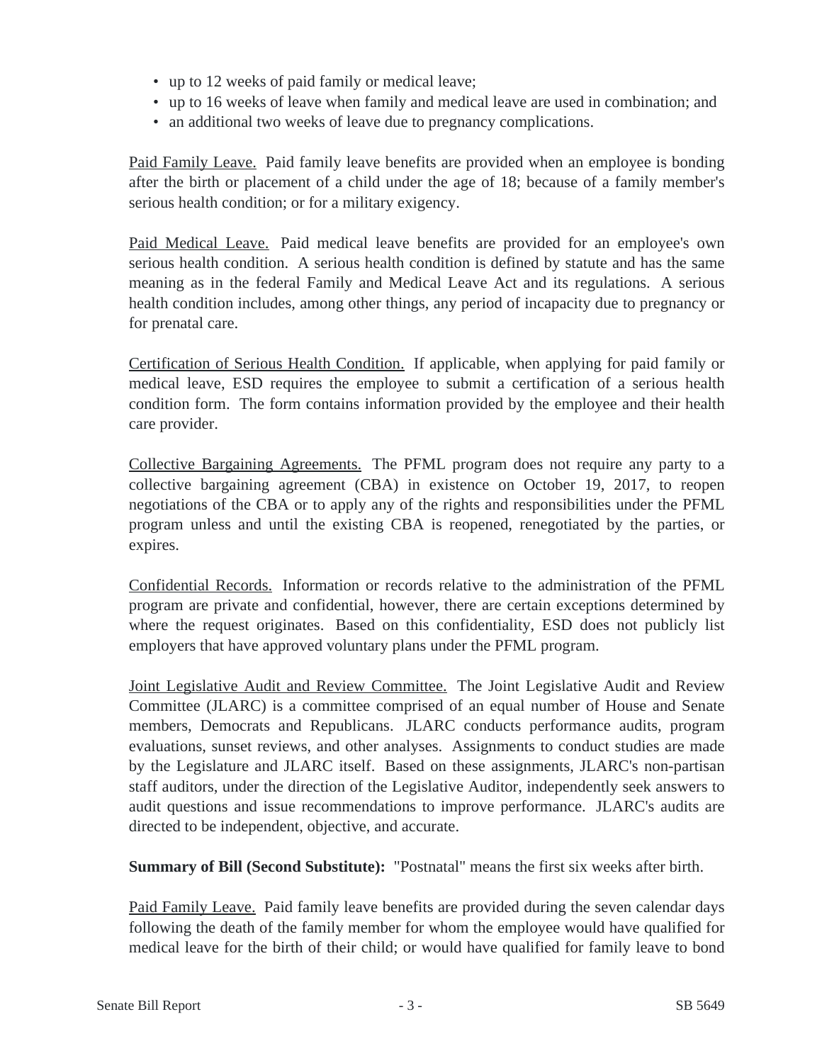- up to 12 weeks of paid family or medical leave;
- up to 16 weeks of leave when family and medical leave are used in combination; and
- an additional two weeks of leave due to pregnancy complications.

Paid Family Leave. Paid family leave benefits are provided when an employee is bonding after the birth or placement of a child under the age of 18; because of a family member's serious health condition; or for a military exigency.

Paid Medical Leave. Paid medical leave benefits are provided for an employee's own serious health condition. A serious health condition is defined by statute and has the same meaning as in the federal Family and Medical Leave Act and its regulations. A serious health condition includes, among other things, any period of incapacity due to pregnancy or for prenatal care.

Certification of Serious Health Condition. If applicable, when applying for paid family or medical leave, ESD requires the employee to submit a certification of a serious health condition form. The form contains information provided by the employee and their health care provider.

Collective Bargaining Agreements. The PFML program does not require any party to a collective bargaining agreement (CBA) in existence on October 19, 2017, to reopen negotiations of the CBA or to apply any of the rights and responsibilities under the PFML program unless and until the existing CBA is reopened, renegotiated by the parties, or expires.

Confidential Records. Information or records relative to the administration of the PFML program are private and confidential, however, there are certain exceptions determined by where the request originates. Based on this confidentiality, ESD does not publicly list employers that have approved voluntary plans under the PFML program.

Joint Legislative Audit and Review Committee. The Joint Legislative Audit and Review Committee (JLARC) is a committee comprised of an equal number of House and Senate members, Democrats and Republicans. JLARC conducts performance audits, program evaluations, sunset reviews, and other analyses. Assignments to conduct studies are made by the Legislature and JLARC itself. Based on these assignments, JLARC's non-partisan staff auditors, under the direction of the Legislative Auditor, independently seek answers to audit questions and issue recommendations to improve performance. JLARC's audits are directed to be independent, objective, and accurate.

**Summary of Bill (Second Substitute):** "Postnatal" means the first six weeks after birth.

Paid Family Leave. Paid family leave benefits are provided during the seven calendar days following the death of the family member for whom the employee would have qualified for medical leave for the birth of their child; or would have qualified for family leave to bond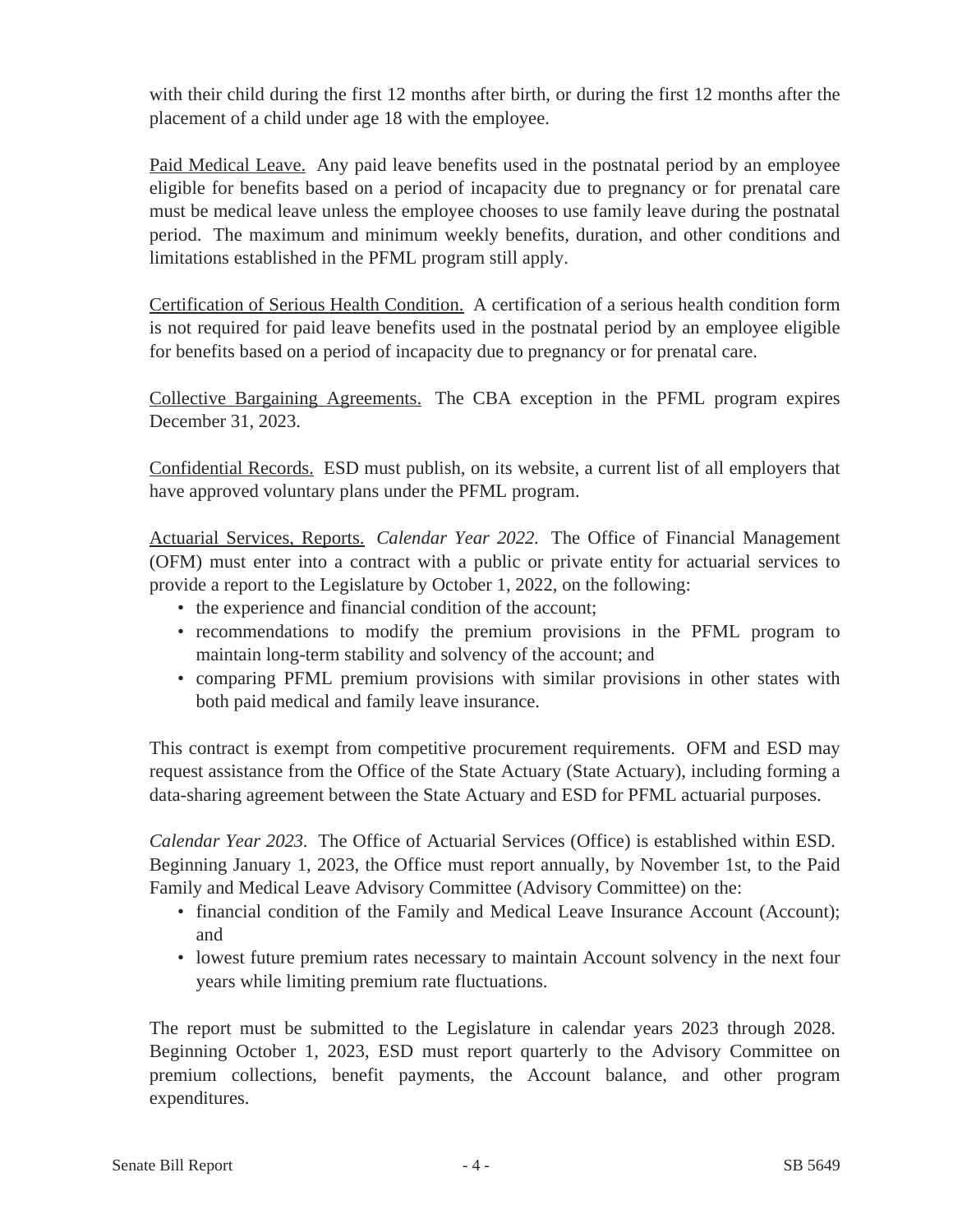with their child during the first 12 months after birth, or during the first 12 months after the placement of a child under age 18 with the employee.

Paid Medical Leave. Any paid leave benefits used in the postnatal period by an employee eligible for benefits based on a period of incapacity due to pregnancy or for prenatal care must be medical leave unless the employee chooses to use family leave during the postnatal period. The maximum and minimum weekly benefits, duration, and other conditions and limitations established in the PFML program still apply.

Certification of Serious Health Condition. A certification of a serious health condition form is not required for paid leave benefits used in the postnatal period by an employee eligible for benefits based on a period of incapacity due to pregnancy or for prenatal care.

Collective Bargaining Agreements. The CBA exception in the PFML program expires December 31, 2023.

Confidential Records. ESD must publish, on its website, a current list of all employers that have approved voluntary plans under the PFML program.

Actuarial Services, Reports. *Calendar Year 2022.* The Office of Financial Management (OFM) must enter into a contract with a public or private entity for actuarial services to provide a report to the Legislature by October 1, 2022, on the following:

- the experience and financial condition of the account;
- recommendations to modify the premium provisions in the PFML program to maintain long-term stability and solvency of the account; and
- comparing PFML premium provisions with similar provisions in other states with both paid medical and family leave insurance.

This contract is exempt from competitive procurement requirements. OFM and ESD may request assistance from the Office of the State Actuary (State Actuary), including forming a data-sharing agreement between the State Actuary and ESD for PFML actuarial purposes.

*Calendar Year 2023.* The Office of Actuarial Services (Office) is established within ESD. Beginning January 1, 2023, the Office must report annually, by November 1st, to the Paid Family and Medical Leave Advisory Committee (Advisory Committee) on the:

- financial condition of the Family and Medical Leave Insurance Account (Account); and
- lowest future premium rates necessary to maintain Account solvency in the next four years while limiting premium rate fluctuations.

The report must be submitted to the Legislature in calendar years 2023 through 2028. Beginning October 1, 2023, ESD must report quarterly to the Advisory Committee on premium collections, benefit payments, the Account balance, and other program expenditures.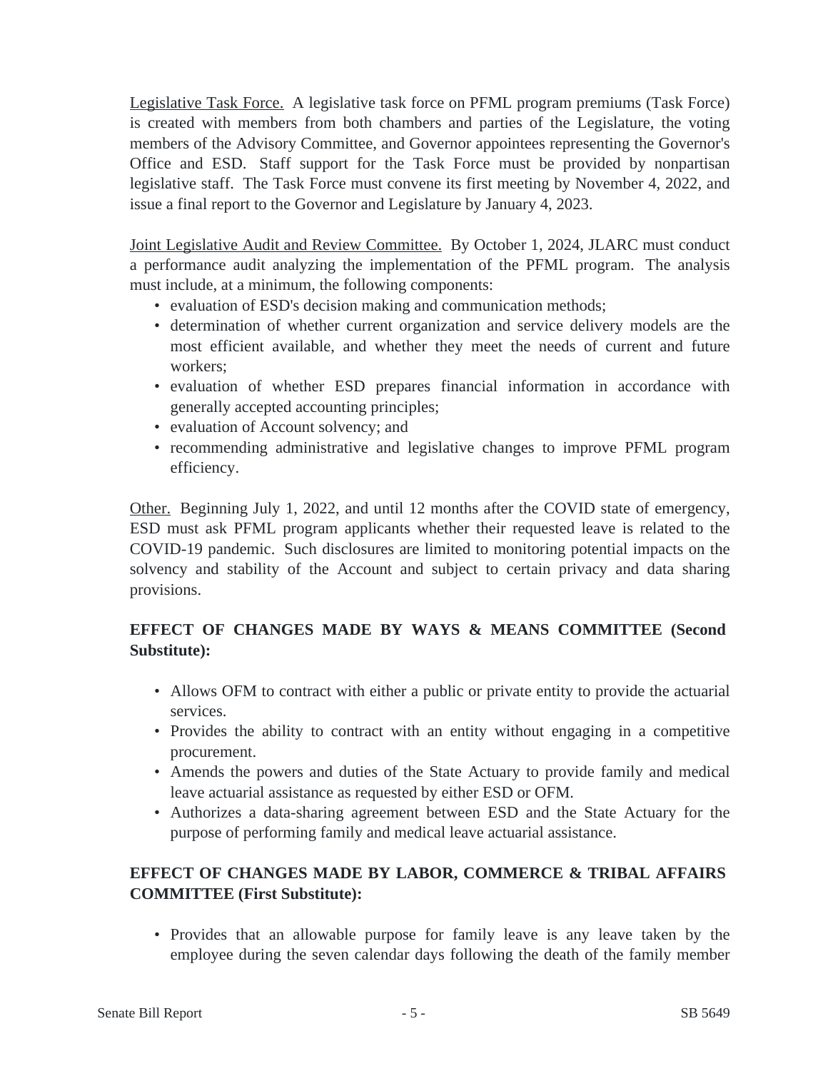Legislative Task Force. A legislative task force on PFML program premiums (Task Force) is created with members from both chambers and parties of the Legislature, the voting members of the Advisory Committee, and Governor appointees representing the Governor's Office and ESD. Staff support for the Task Force must be provided by nonpartisan legislative staff. The Task Force must convene its first meeting by November 4, 2022, and issue a final report to the Governor and Legislature by January 4, 2023.

Joint Legislative Audit and Review Committee. By October 1, 2024, JLARC must conduct a performance audit analyzing the implementation of the PFML program. The analysis must include, at a minimum, the following components:

- evaluation of ESD's decision making and communication methods;
- determination of whether current organization and service delivery models are the most efficient available, and whether they meet the needs of current and future workers;
- evaluation of whether ESD prepares financial information in accordance with generally accepted accounting principles;
- evaluation of Account solvency; and
- recommending administrative and legislative changes to improve PFML program efficiency.

Other. Beginning July 1, 2022, and until 12 months after the COVID state of emergency, ESD must ask PFML program applicants whether their requested leave is related to the COVID-19 pandemic. Such disclosures are limited to monitoring potential impacts on the solvency and stability of the Account and subject to certain privacy and data sharing provisions.

**EFFECT OF CHANGES MADE BY WAYS & MEANS COMMITTEE (Second Substitute):**

- Allows OFM to contract with either a public or private entity to provide the actuarial services.
- Provides the ability to contract with an entity without engaging in a competitive procurement.
- Amends the powers and duties of the State Actuary to provide family and medical leave actuarial assistance as requested by either ESD or OFM.
- Authorizes a data-sharing agreement between ESD and the State Actuary for the purpose of performing family and medical leave actuarial assistance.

**EFFECT OF CHANGES MADE BY LABOR, COMMERCE & TRIBAL AFFAIRS COMMITTEE (First Substitute):**

- Provides that an allowable purpose for family leave is any leave taken by the employee during the seven calendar days following the death of the family member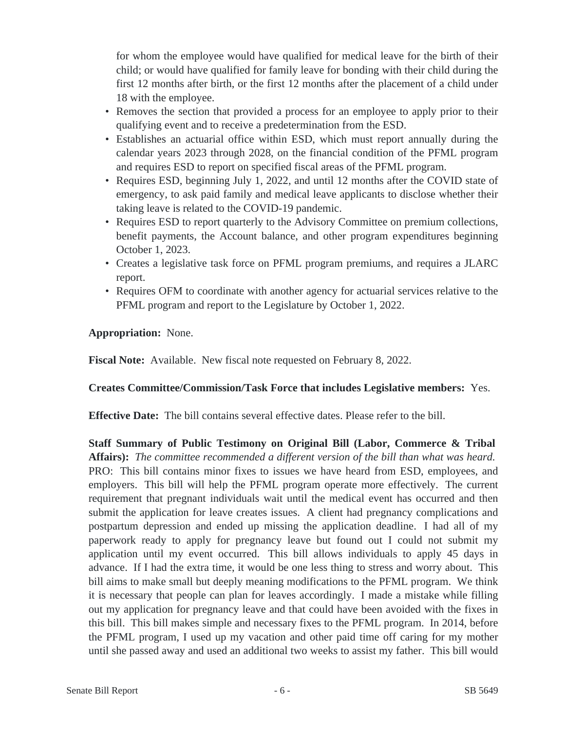for whom the employee would have qualified for medical leave for the birth of their child; or would have qualified for family leave for bonding with their child during the first 12 months after birth, or the first 12 months after the placement of a child under 18 with the employee.

- Removes the section that provided a process for an employee to apply prior to their qualifying event and to receive a predetermination from the ESD.
- Establishes an actuarial office within ESD, which must report annually during the calendar years 2023 through 2028, on the financial condition of the PFML program and requires ESD to report on specified fiscal areas of the PFML program.
- Requires ESD, beginning July 1, 2022, and until 12 months after the COVID state of emergency, to ask paid family and medical leave applicants to disclose whether their taking leave is related to the COVID-19 pandemic.
- Requires ESD to report quarterly to the Advisory Committee on premium collections, benefit payments, the Account balance, and other program expenditures beginning October 1, 2023.
- Creates a legislative task force on PFML program premiums, and requires a JLARC report.
- Requires OFM to coordinate with another agency for actuarial services relative to the PFML program and report to the Legislature by October 1, 2022.

**Appropriation:** None.

**Fiscal Note:** Available. New fiscal note requested on February 8, 2022.

**Creates Committee/Commission/Task Force that includes Legislative members:** Yes.

**Effective Date:** The bill contains several effective dates. Please refer to the bill.

**Staff Summary of Public Testimony on Original Bill (Labor, Commerce & Tribal Affairs):** *The committee recommended a different version of the bill than what was heard.* PRO: This bill contains minor fixes to issues we have heard from ESD, employees, and employers. This bill will help the PFML program operate more effectively. The current requirement that pregnant individuals wait until the medical event has occurred and then submit the application for leave creates issues. A client had pregnancy complications and postpartum depression and ended up missing the application deadline. I had all of my paperwork ready to apply for pregnancy leave but found out I could not submit my application until my event occurred. This bill allows individuals to apply 45 days in advance. If I had the extra time, it would be one less thing to stress and worry about. This bill aims to make small but deeply meaning modifications to the PFML program. We think it is necessary that people can plan for leaves accordingly. I made a mistake while filling out my application for pregnancy leave and that could have been avoided with the fixes in this bill. This bill makes simple and necessary fixes to the PFML program. In 2014, before the PFML program, I used up my vacation and other paid time off caring for my mother until she passed away and used an additional two weeks to assist my father. This bill would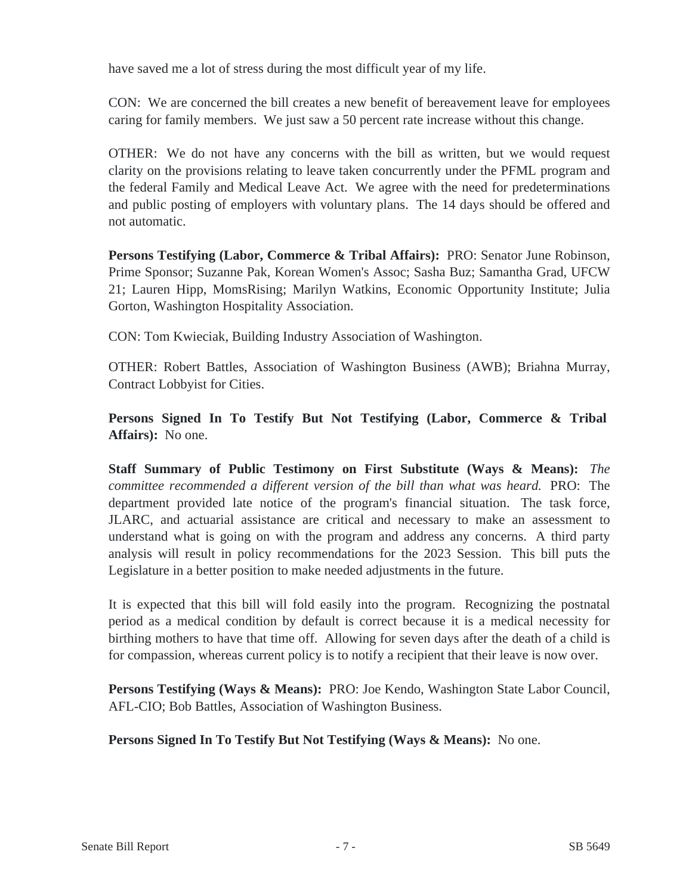have saved me a lot of stress during the most difficult year of my life.

CON: We are concerned the bill creates a new benefit of bereavement leave for employees caring for family members. We just saw a 50 percent rate increase without this change.

OTHER: We do not have any concerns with the bill as written, but we would request clarity on the provisions relating to leave taken concurrently under the PFML program and the federal Family and Medical Leave Act. We agree with the need for predeterminations and public posting of employers with voluntary plans. The 14 days should be offered and not automatic.

**Persons Testifying (Labor, Commerce & Tribal Affairs):** PRO: Senator June Robinson, Prime Sponsor; Suzanne Pak, Korean Women's Assoc; Sasha Buz; Samantha Grad, UFCW 21; Lauren Hipp, MomsRising; Marilyn Watkins, Economic Opportunity Institute; Julia Gorton, Washington Hospitality Association.

CON: Tom Kwieciak, Building Industry Association of Washington.

OTHER: Robert Battles, Association of Washington Business (AWB); Briahna Murray, Contract Lobbyist for Cities.

**Persons Signed In To Testify But Not Testifying (Labor, Commerce & Tribal Affairs):** No one.

**Staff Summary of Public Testimony on First Substitute (Ways & Means):** *The committee recommended a different version of the bill than what was heard.* PRO: The department provided late notice of the program's financial situation. The task force, JLARC, and actuarial assistance are critical and necessary to make an assessment to understand what is going on with the program and address any concerns. A third party analysis will result in policy recommendations for the 2023 Session. This bill puts the Legislature in a better position to make needed adjustments in the future.

It is expected that this bill will fold easily into the program. Recognizing the postnatal period as a medical condition by default is correct because it is a medical necessity for birthing mothers to have that time off. Allowing for seven days after the death of a child is for compassion, whereas current policy is to notify a recipient that their leave is now over.

**Persons Testifying (Ways & Means):** PRO: Joe Kendo, Washington State Labor Council, AFL-CIO; Bob Battles, Association of Washington Business.

**Persons Signed In To Testify But Not Testifying (Ways & Means):** No one.